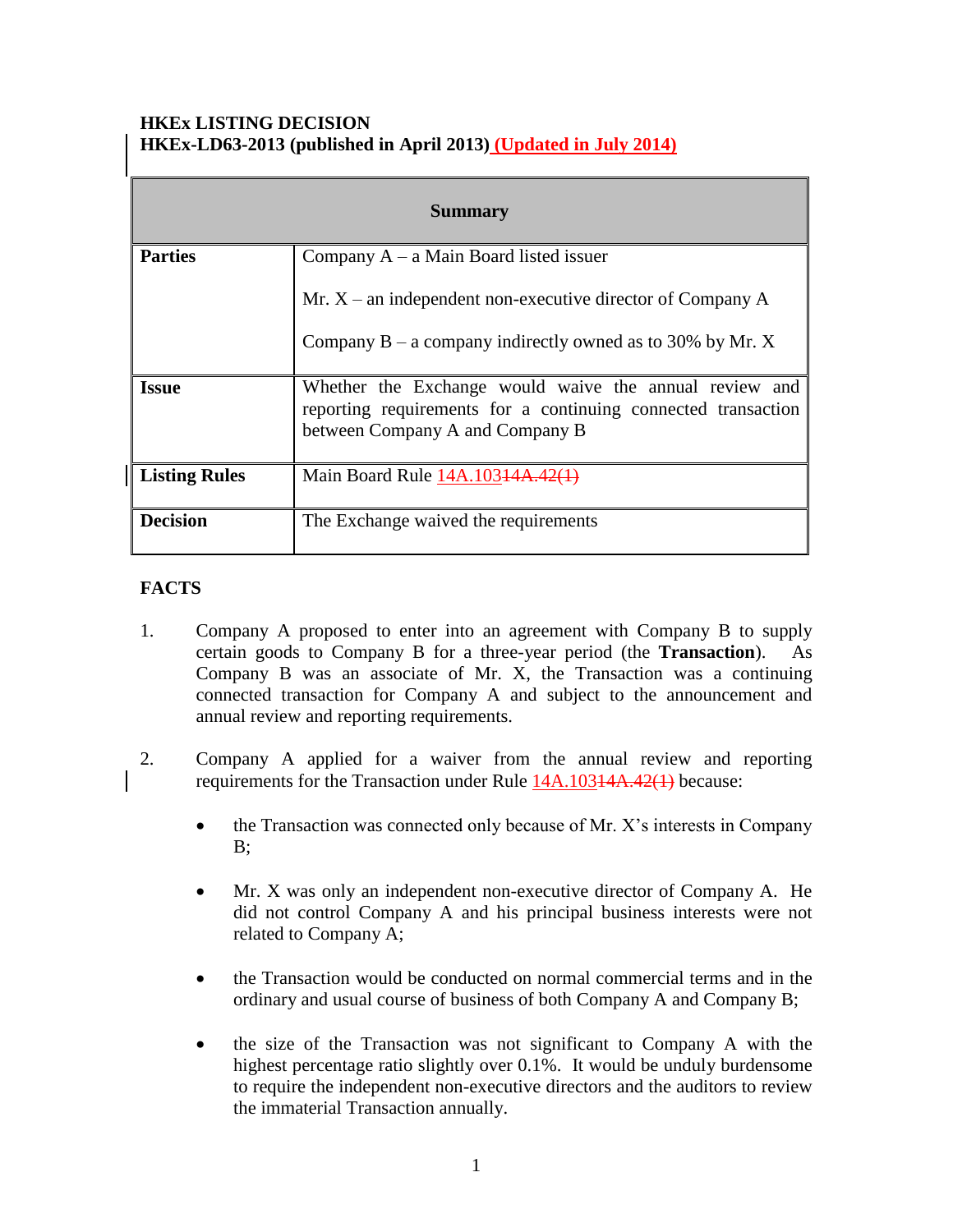**HKEx LISTING DECISION**
**HKEx-LD63-2013 (published in April 2013) (Updated in July 2014)**

| Summary | |
|---|---|
| **Parties** | Company A – a Main Board listed issuer<br><br>Mr. X – an independent non-executive director of Company A<br><br>Company B – a company indirectly owned as to 30% by Mr. X |
| **Issue** | Whether the Exchange would waive the annual review and reporting requirements for a continuing connected transaction between Company A and Company B |
| **Listing Rules** | Main Board Rule 14A.103 ~~14A.42(1)~~ |
| **Decision** | The Exchange waived the requirements |

## FACTS

1. Company A proposed to enter into an agreement with Company B to supply certain goods to Company B for a three-year period (the **Transaction**). As Company B was an associate of Mr. X, the Transaction was a continuing connected transaction for Company A and subject to the announcement and annual review and reporting requirements.

2. Company A applied for a waiver from the annual review and reporting requirements for the Transaction under Rule 14A.103 ~~14A.42(1)~~ because:

   - the Transaction was connected only because of Mr. X's interests in Company B;

   - Mr. X was only an independent non-executive director of Company A. He did not control Company A and his principal business interests were not related to Company A;

   - the Transaction would be conducted on normal commercial terms and in the ordinary and usual course of business of both Company A and Company B;

   - the size of the Transaction was not significant to Company A with the highest percentage ratio slightly over 0.1%. It would be unduly burdensome to require the independent non-executive directors and the auditors to review the immaterial Transaction annually.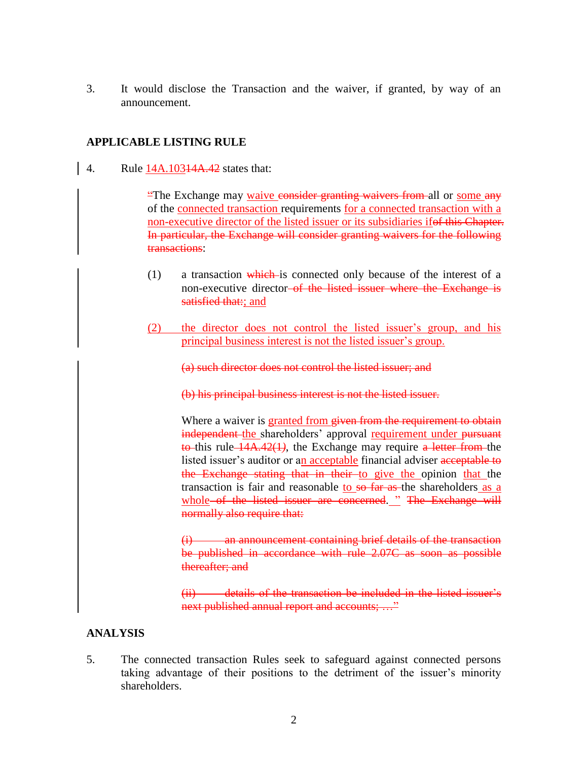3. It would disclose the Transaction and the waiver, if granted, by way of an announcement.

## APPLICABLE LISTING RULE

4. Rule <u>14A.103</u>~~14A.42~~ states that:

> <u>"</u>The Exchange may <u>waive</u> ~~consider granting waivers from~~ all or <u>some</u> ~~any~~ of the <u>connected transaction</u> requirements <u>for a connected transaction with a non-executive director of the listed issuer or its subsidiaries if</u>~~of this Chapter. In particular, the Exchange will consider granting waivers for the following transactions~~:
>
> (1) a transaction ~~which~~ is connected only because of the interest of a non-executive director ~~of the listed issuer where the Exchange is satisfied that:~~<u>; and</u>
>
> <u>(2) the director does not control the listed issuer's group, and his principal business interest is not the listed issuer's group.</u>
>
> ~~(a) such director does not control the listed issuer; and~~
>
> ~~(b) his principal business interest is not the listed issuer.~~
>
> Where a waiver is <u>granted from</u> ~~given from the requirement to obtain independent~~ <u>the</u> shareholders' approval <u>requirement under</u> ~~pursuant to~~ this rule ~~14A.42(1)~~, the Exchange may require ~~a letter from~~ the listed issuer's auditor or a<u>n acceptable</u> financial adviser ~~acceptable to the Exchange stating that in their~~ <u>to give the</u> opinion <u>that</u> the transaction is fair and reasonable <u>to</u> ~~so far as~~ the shareholders <u>as a whole</u> ~~of the listed issuer are concerned~~.<u>"</u> ~~The Exchange will normally also require that:~~
>
> ~~(i) an announcement containing brief details of the transaction be published in accordance with rule 2.07C as soon as possible thereafter; and~~
>
> ~~(ii) details of the transaction be included in the listed issuer's next published annual report and accounts; …"~~

## ANALYSIS

5. The connected transaction Rules seek to safeguard against connected persons taking advantage of their positions to the detriment of the issuer's minority shareholders.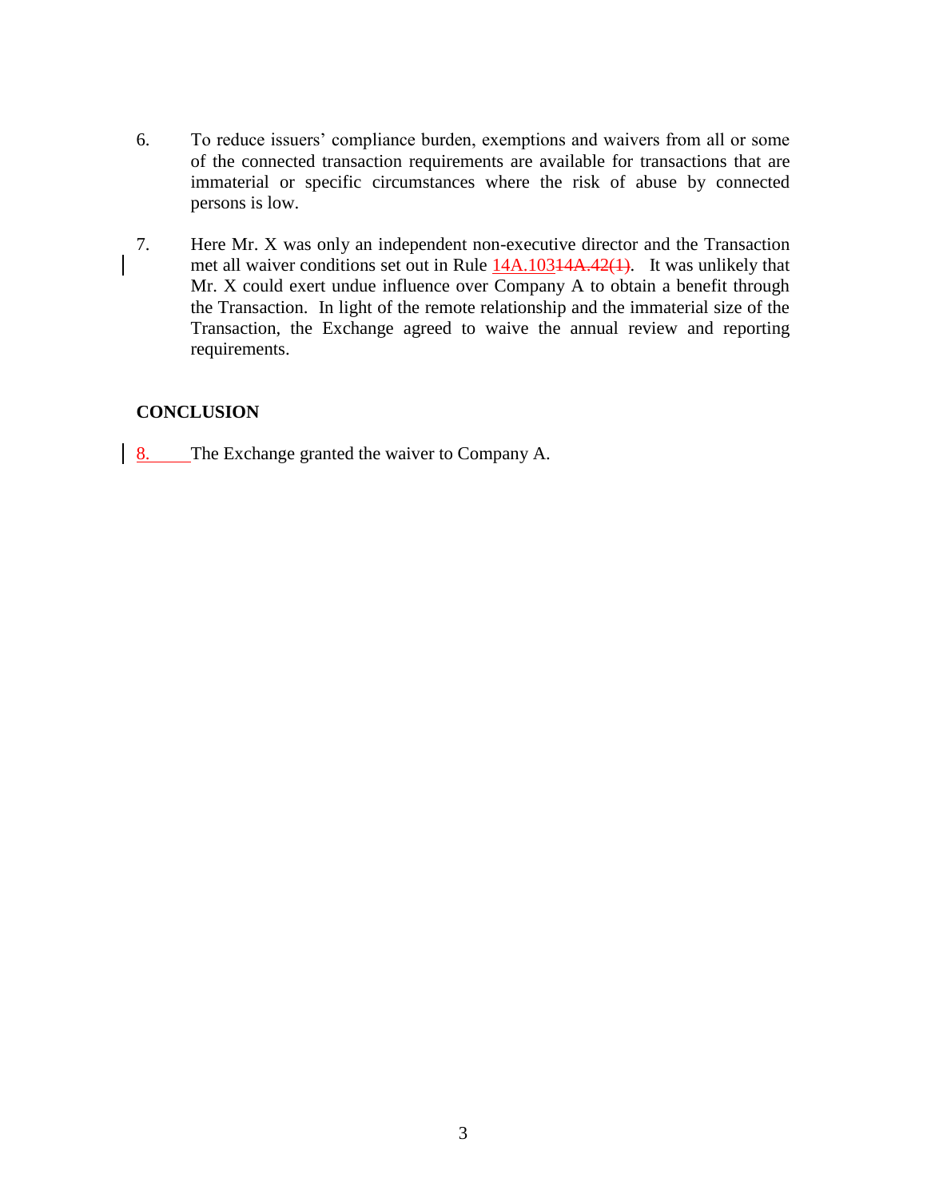6. To reduce issuers' compliance burden, exemptions and waivers from all or some of the connected transaction requirements are available for transactions that are immaterial or specific circumstances where the risk of abuse by connected persons is low.

7. Here Mr. X was only an independent non-executive director and the Transaction met all waiver conditions set out in Rule 14A.103~~14A.42(1)~~. It was unlikely that Mr. X could exert undue influence over Company A to obtain a benefit through the Transaction. In light of the remote relationship and the immaterial size of the Transaction, the Exchange agreed to waive the annual review and reporting requirements.

**CONCLUSION**

8. The Exchange granted the waiver to Company A.